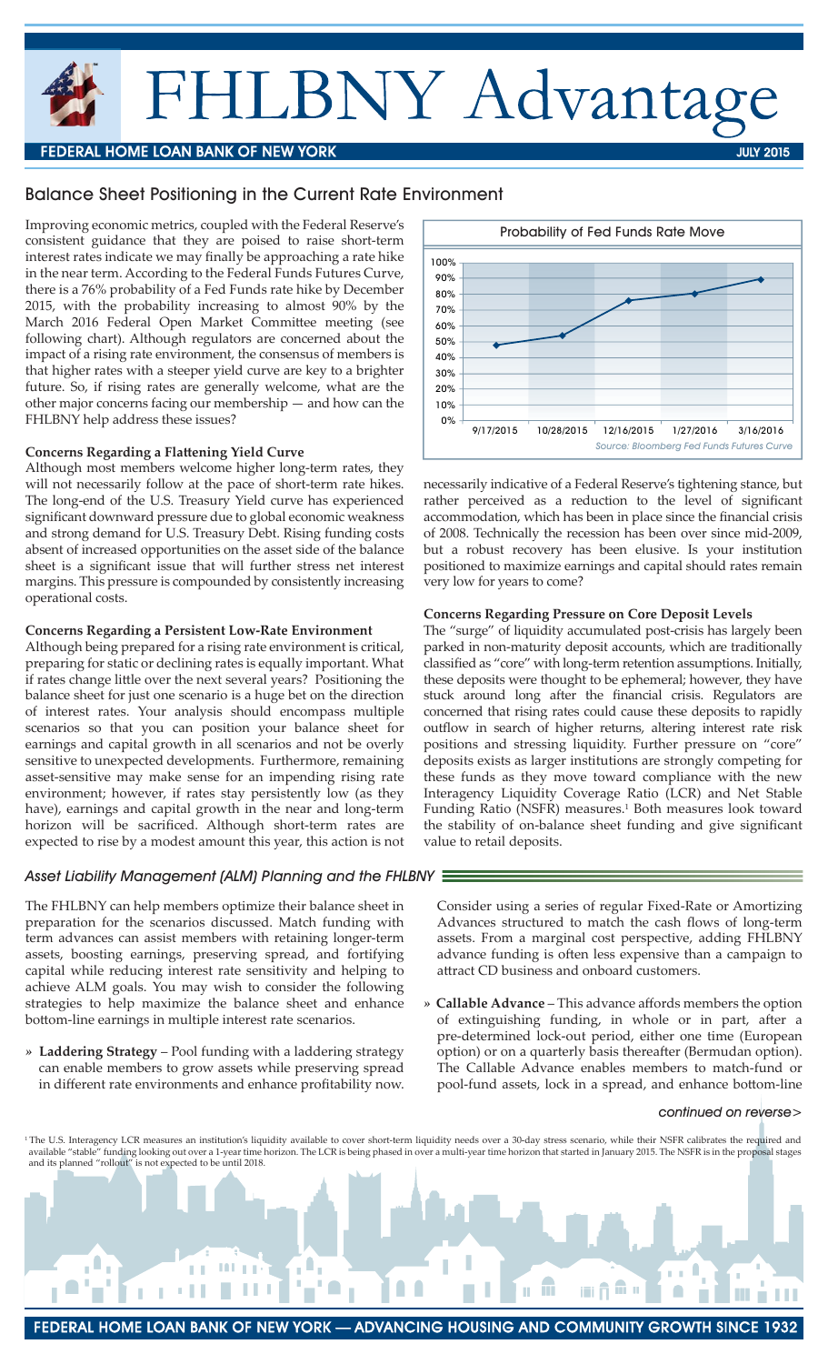# FHLBNY Advantage

**FEDERAL HOME LOAN BANK OF NEW YORK** — **JULY 2015**

## Balance Sheet Positioning in the Current Rate Environment

Improving economic metrics, coupled with the Federal Reserve's consistent guidance that they are poised to raise short-term interest rates indicate we may finally be approaching a rate hike in the near term. According to the Federal Funds Futures Curve, there is a 76% probability of a Fed Funds rate hike by December 2015, with the probability increasing to almost 90% by the March 2016 Federal Open Market Committee meeting (see following chart). Although regulators are concerned about the impact of a rising rate environment, the consensus of members is that higher rates with a steeper yield curve are key to a brighter future. So, if rising rates are generally welcome, what are the other major concerns facing our membership — and how can the FHLBNY help address these issues?

Probability of Fed Funds Rate Move

| Date | Probability |
|---|---|
| 9/17/2015 | ~48% |
| 10/28/2015 | ~54% |
| 12/16/2015 | ~76% |
| 1/27/2016 | ~80% |
| 3/16/2016 | ~89% |

*Source: Bloomberg Fed Funds Futures Curve*

### Concerns Regarding a Flattening Yield Curve

Although most members welcome higher long-term rates, they will not necessarily follow at the pace of short-term rate hikes. The long-end of the U.S. Treasury Yield curve has experienced significant downward pressure due to global economic weakness and strong demand for U.S. Treasury Debt. Rising funding costs absent of increased opportunities on the asset side of the balance sheet is a significant issue that will further stress net interest margins. This pressure is compounded by consistently increasing operational costs.

### Concerns Regarding a Persistent Low-Rate Environment

Although being prepared for a rising rate environment is critical, preparing for static or declining rates is equally important. What if rates change little over the next several years? Positioning the balance sheet for just one scenario is a huge bet on the direction of interest rates. Your analysis should encompass multiple scenarios so that you can position your balance sheet for earnings and capital growth in all scenarios and not be overly sensitive to unexpected developments. Furthermore, remaining asset-sensitive may make sense for an impending rising rate environment; however, if rates stay persistently low (as they have), earnings and capital growth in the near and long-term horizon will be sacrificed. Although short-term rates are expected to rise by a modest amount this year, this action is not necessarily indicative of a Federal Reserve's tightening stance, but rather perceived as a reduction to the level of significant accommodation, which has been in place since the financial crisis of 2008. Technically the recession has been over since mid-2009, but a robust recovery has been elusive. Is your institution positioned to maximize earnings and capital should rates remain very low for years to come?

### Concerns Regarding Pressure on Core Deposit Levels

The "surge" of liquidity accumulated post-crisis has largely been parked in non-maturity deposit accounts, which are traditionally classified as "core" with long-term retention assumptions. Initially, these deposits were thought to be ephemeral; however, they have stuck around long after the financial crisis. Regulators are concerned that rising rates could cause these deposits to rapidly outflow in search of higher returns, altering interest rate risk positions and stressing liquidity. Further pressure on "core" deposits exists as larger institutions are strongly competing for these funds as they move toward compliance with the new Interagency Liquidity Coverage Ratio (LCR) and Net Stable Funding Ratio (NSFR) measures.[1] Both measures look toward the stability of on-balance sheet funding and give significant value to retail deposits.

## *Asset Liability Management (ALM) Planning and the FHLBNY*

The FHLBNY can help members optimize their balance sheet in preparation for the scenarios discussed. Match funding with term advances can assist members with retaining longer-term assets, boosting earnings, preserving spread, and fortifying capital while reducing interest rate sensitivity and helping to achieve ALM goals. You may wish to consider the following strategies to help maximize the balance sheet and enhance bottom-line earnings in multiple interest rate scenarios.

» **Laddering Strategy** – Pool funding with a laddering strategy can enable members to grow assets while preserving spread in different rate environments and enhance profitability now. Consider using a series of regular Fixed-Rate or Amortizing Advances structured to match the cash flows of long-term assets. From a marginal cost perspective, adding FHLBNY advance funding is often less expensive than a campaign to attract CD business and onboard customers.

» **Callable Advance** – This advance affords members the option of extinguishing funding, in whole or in part, after a pre-determined lock-out period, either one time (European option) or on a quarterly basis thereafter (Bermudan option). The Callable Advance enables members to match-fund or pool-fund assets, lock in a spread, and enhance bottom-line

*continued on reverse>*

[1] The U.S. Interagency LCR measures an institution's liquidity available to cover short-term liquidity needs over a 30-day stress scenario, while their NSFR calibrates the required and available "stable" funding looking out over a 1-year time horizon. The LCR is being phased in over a multi-year time horizon that started in January 2015. The NSFR is in the proposal stages and its planned "rollout" is not expected to be until 2018.

FEDERAL HOME LOAN BANK OF NEW YORK — ADVANCING HOUSING AND COMMUNITY GROWTH SINCE 1932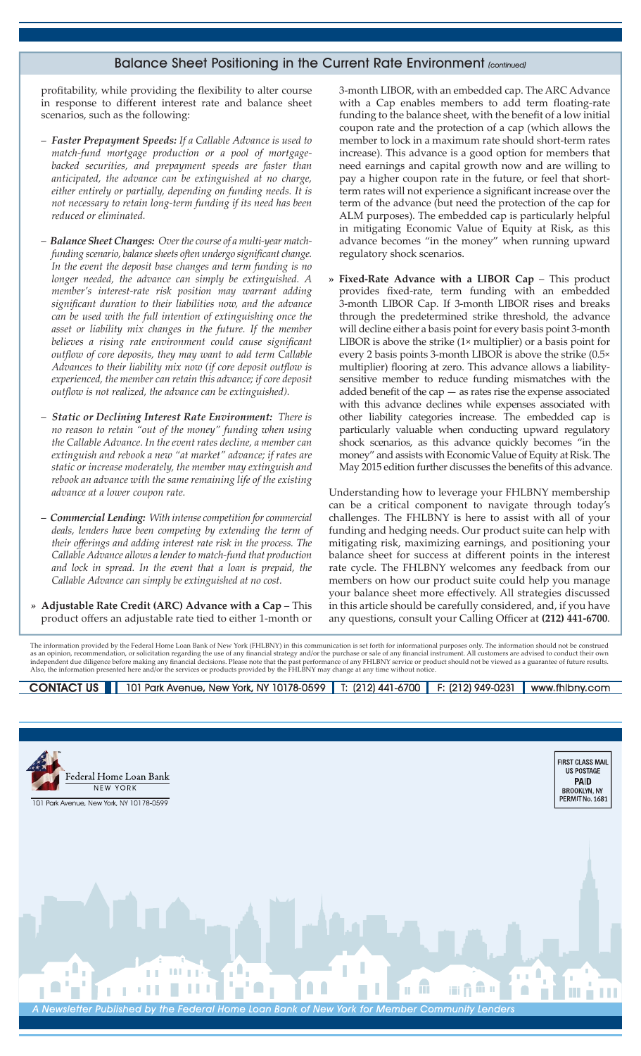## Balance Sheet Positioning in the Current Rate Environment *(continued)*

profitability, while providing the flexibility to alter course in response to different interest rate and balance sheet scenarios, such as the following:

- ***Faster Prepayment Speeds:*** *If a Callable Advance is used to match-fund mortgage production or a pool of mortgage-backed securities, and prepayment speeds are faster than anticipated, the advance can be extinguished at no charge, either entirely or partially, depending on funding needs. It is not necessary to retain long-term funding if its need has been reduced or eliminated.*

- ***Balance Sheet Changes:*** *Over the course of a multi-year match-funding scenario, balance sheets often undergo significant change. In the event the deposit base changes and term funding is no longer needed, the advance can simply be extinguished. A member's interest-rate risk position may warrant adding significant duration to their liabilities now, and the advance can be used with the full intention of extinguishing once the asset or liability mix changes in the future. If the member believes a rising rate environment could cause significant outflow of core deposits, they may want to add term Callable Advances to their liability mix now (if core deposit outflow is experienced, the member can retain this advance; if core deposit outflow is not realized, the advance can be extinguished).*

- ***Static or Declining Interest Rate Environment:*** *There is no reason to retain "out of the money" funding when using the Callable Advance. In the event rates decline, a member can extinguish and rebook a new "at market" advance; if rates are static or increase moderately, the member may extinguish and rebook an advance with the same remaining life of the existing advance at a lower coupon rate.*

- ***Commercial Lending:*** *With intense competition for commercial deals, lenders have been competing by extending the term of their offerings and adding interest rate risk in the process. The Callable Advance allows a lender to match-fund that production and lock in spread. In the event that a loan is prepaid, the Callable Advance can simply be extinguished at no cost.*

» **Adjustable Rate Credit (ARC) Advance with a Cap** – This product offers an adjustable rate tied to either 1-month or 3-month LIBOR, with an embedded cap. The ARC Advance with a Cap enables members to add term floating-rate funding to the balance sheet, with the benefit of a low initial coupon rate and the protection of a cap (which allows the member to lock in a maximum rate should short-term rates increase). This advance is a good option for members that need earnings and capital growth now and are willing to pay a higher coupon rate in the future, or feel that short-term rates will not experience a significant increase over the term of the advance (but need the protection of the cap for ALM purposes). The embedded cap is particularly helpful in mitigating Economic Value of Equity at Risk, as this advance becomes "in the money" when running upward regulatory shock scenarios.

» **Fixed-Rate Advance with a LIBOR Cap** – This product provides fixed-rate, term funding with an embedded 3-month LIBOR Cap. If 3-month LIBOR rises and breaks through the predetermined strike threshold, the advance will decline either a basis point for every basis point 3-month LIBOR is above the strike (1× multiplier) or a basis point for every 2 basis points 3-month LIBOR is above the strike (0.5× multiplier) flooring at zero. This advance allows a liability-sensitive member to reduce funding mismatches with the added benefit of the cap — as rates rise the expense associated with this advance declines while expenses associated with other liability categories increase. The embedded cap is particularly valuable when conducting upward regulatory shock scenarios, as this advance quickly becomes "in the money" and assists with Economic Value of Equity at Risk. The May 2015 edition further discusses the benefits of this advance.

Understanding how to leverage your FHLBNY membership can be a critical component to navigate through today's challenges. The FHLBNY is here to assist with all of your funding and hedging needs. Our product suite can help with mitigating risk, maximizing earnings, and positioning your balance sheet for success at different points in the interest rate cycle. The FHLBNY welcomes any feedback from our members on how our product suite could help you manage your balance sheet more effectively. All strategies discussed in this article should be carefully considered, and, if you have any questions, consult your Calling Officer at **(212) 441-6700**.

The information provided by the Federal Home Loan Bank of New York (FHLBNY) in this communication is set forth for informational purposes only. The information should not be construed as an opinion, recommendation, or solicitation regarding the use of any financial strategy and/or the purchase or sale of any financial instrument. All customers are advised to conduct their own independent due diligence before making any financial decisions. Please note that the past performance of any FHLBNY service or product should not be viewed as a guarantee of future results. Also, the information presented here and/or the services or products provided by the FHLBNY may change at any time without notice.

**CONTACT US** | 101 Park Avenue, New York, NY 10178-0599 | T: (212) 441-6700 | F: (212) 949-0231 | www.fhlbny.com

Federal Home Loan Bank
NEW YORK

101 Park Avenue, New York, NY 10178-0599

FIRST CLASS MAIL
US POSTAGE
PAID
BROOKLYN, NY
PERMIT No. 1681

*A Newsletter Published by the Federal Home Loan Bank of New York for Member Community Lenders*